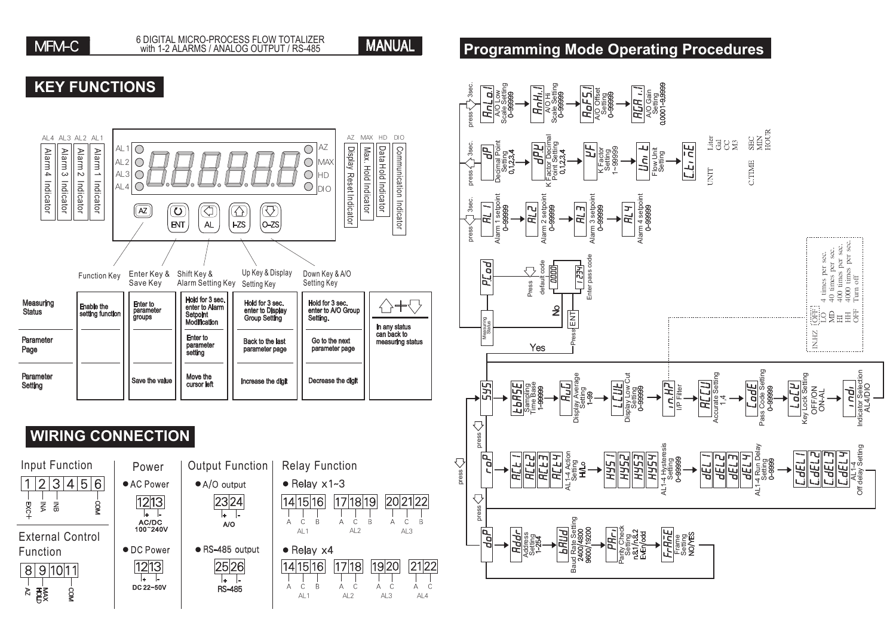MFM-C

6 DIGITAL MICRO-PROCESS FLOW TOTALIZER with 1-2 ALARMS / ANALOG OUTPUT / RS-485

**MANUAL**

## KEY FUNCTIONS

Indicators: AL4 – Alarm 4 Indicator, AL3 – Alarm 3 Indicator, AL2 – Alarm 2 Indicator, AL1 – Alarm 1 Indicator, AZ – Display Reset Indicator, MAX – Max. Hold Indicator, HD – Data Hold Indicator, DIO – Communication Indicator

Keys: AZ, ENT, AL, I-ZS, O-ZS

| | Function Key | Enter Key & Save Key | Shift Key & Alarm Setting Key | Up Key & Display Setting Key | Down Key & A/O Setting Key | ⇧+⇩ |
|---|---|---|---|---|---|---|
| Measuring Status | Enable the setting function | Enter to parameter groups | Hold for 3 sec. enter to Alarm Setpoint Modification | Hold for 3 sec. enter to Display Group Setting | Hold for 3 sec. enter to A/O Group Setting. | In any status can back to measuring status |
| Parameter Page | | | Enter to parameter setting | Back to the last parameter page | Go to the next parameter page | |
| Parameter Setting | | Save the value | Move the cursor left | Increase the digit | Decrease the digit | |

## WIRING CONNECTION

**Input Function**

1 – EXC+, 2 – INA, 3 – INB, 6 – COM

**External Control Function**

8 – AZ, 9 – MAX HOLD, 11 – COM

**Power**

- AC Power: 12 (+), 13 (−) AC/DC 100~240V
- DC Power: 12 (+), 13 (−) DC 22~50V

**Output Function**

- A/O output: 23 (+), 24 (−) A/O
- RS-485 output: 25 (+), 26 (−) RS-485

**Relay Function**

- Relay x1~3: 14 A, 15 C, 16 B (AL1); 17 A, 18 C, 19 B (AL2); 20 A, 21 C, 22 B (AL3)
- Relay x4: 14 A, 15 C, 16 B (AL1); 17 A, 18 C (AL2); 19 A, 20 C (AL3); 21 A, 22 C (AL4)

## Programming Mode Operating Procedures

**A/O group (press ⇩ 3sec.):**

- AnLo.I – A/O Low Scale Setting 0~99999
- AnHi.I – A/O Hi Scale Setting 0~99999
- AoFS.I – A/O Offset Setting 0~99999
- AGA.I – A/O Gain Setting 0.0001~9.9999

**Display group (press ⇧ 3sec.):**

- dP – Decimal Point Setting 0,1,2,3,4
- dPK – K Factor Decimal Point Setting 0,1,2,3,4
- KF – K Factor Setting 1~99999
- Unit – Flow Unit Setting
- C.tiME

UNIT: Liter, Gal, CC, M3

C.TIME: SEC, MIN, HOUR

**Alarm group (press ⇦ 3sec.):**

- AL1 – Alarm 1 setpoint 0~99999
- AL2 – Alarm 2 setpoint 0~99999
- AL3 – Alarm 3 setpoint 0~99999
- AL4 – Alarm 4 setpoint 0~99999

**Pass code:**

Measuring Status → PCod → Press ⇩ default code 0000 / Enter pass code 1234 → Press ENT → No: back to Measuring Status; Yes: enter parameter groups

**SYS group:**

- tbASE – Sampling Time Base 1~99999
- AuG – Display Average Setting 1~99
- LCUt – Display Low Cut Setting 0~99999
- in.HZ – I/P Filter
- ACCU – Accurate Setting 1,4
- CodE – Pass Code Setting 0~99999
- LoCK – Key Lock Setting OFF/ON ON-AL
- indi – Indicator Selection AL4/DIO

IN.HZ:

| | |
|---|---|
| LO | 4 times per sec. |
| MD | 40 times per sec. |
| HI | 400 times per sec. |
| HH | 4000 times per sec. |
| OFF | Turn off |

**roP group (press ⇩):**

- ACt1 / ACt2 / ACt3 / ACt4 – AL1-4 Action Setting Hi/Lo
- HyS1 / HyS2 / HyS3 / HyS4 – AL1-4 Hysteresis Setting 0~99999
- dEL1 / dEL2 / dEL3 / dEL4 – AL1-4 Run Delay Setting 0~9999
- C.dEL1 / C.dEL2 / C.dEL3 / C.dEL4 – AL1-4 Off delay Setting

**doP group (press ⇩):**

- Addr – Address Setting 1~254
- bAUd – Baud Rate Setting 2400/4800 9600/19200
- PAri – Parity Check Setting n.8.1/n.8.2 EVEn/odd
- FrAnE – Frame Setting NO/YES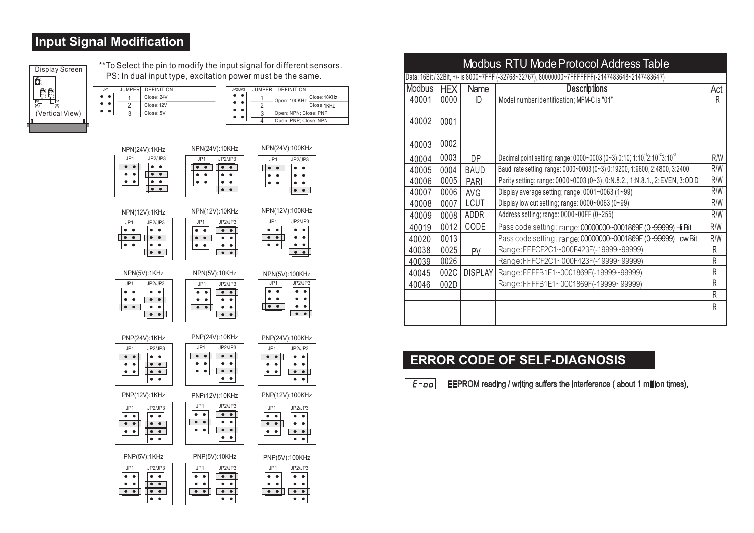## Input Signal Modification

Display Screen

(Vertical View)

**To Select the pin to modify the input signal for different sensors.
PS: In dual input type, excitation power must be the same.

| JUMPER | DEFINITION |
|---|---|
| 1 | Close: 24V |
| 2 | Close: 12V |
| 3 | Close: 5V |

| JUMPER | DEFINITION | |
|---|---|---|
| 1 | Open: 100KHz | Close: 10KHz |
| 2 | | Close: 1KHz |
| 3 | Open: NPN; Close: PNP | |
| 4 | Open: PNP; Close: NPN | |

NPN(24V):1KHz | NPN(24V):10KHz | NPN(24V):100KHz

NPN(12V):1KHz | NPN(12V):10KHz | NPN(12V):100KHz

NPN(5V):1KHz | NPN(5V):10KHz | NPN(5V):100KHz

PNP(24V):1KHz | PNP(24V):10KHz | PNP(24V):100KHz

PNP(12V):1KHz | PNP(12V):10KHz | PNP(12V):100KHz

PNP(5V):1KHz | PNP(5V):10KHz | PNP(5V):100KHz

## Modbus RTU Mode Protocol Address Table

Data: 16Bit / 32Bit, +/- is 8000~7FFF (-32768~32767), 80000000~7FFFFFFF(-2147483648~2147483647)

| Modbus | HEX | Name | Descriptions | Act |
|---|---|---|---|---|
| 40001 | 0000 | ID | Model number identification; MFM-C is "01" | R |
| 40002 | 0001 | | | |
| 40003 | 0002 | | | |
| 40004 | 0003 | DP | Decimal point setting; range: 0000~0003 (0~3) 0:10⁰, 1:10⁻¹, 2:10⁻², 3:10⁻³ | R/W |
| 40005 | 0004 | BAUD | Baud rate setting; range: 0000~0003 (0~3) 0:19200, 1:9600, 2:4800, 3:2400 | R/W |
| 40006 | 0005 | PARI | Parity setting; range: 0000~0003 (0~3), 0:N.8.2., 1:N.8.1., 2:EVEN, 3:ODD | R/W |
| 40007 | 0006 | AVG | Display average setting; range: 0001~0063 (1~99) | R/W |
| 40008 | 0007 | LCUT | Display low cut setting; range: 0000~0063 (0~99) | R/W |
| 40009 | 0008 | ADDR | Address setting; range: 0000~00FF (0~255) | R/W |
| 40019 | 0012 | CODE | Pass code setting; range: 00000000~0001869F (0~99999) Hi Bit | R/W |
| 40020 | 0013 | | Pass code setting; range: 00000000~0001869F (0~99999) Low Bit | R/W |
| 40038 | 0025 | PV | Range: FFFCF2C1~000F423F(-19999~99999) | R |
| 40039 | 0026 | | Range: FFFCF2C1~000F423F(-19999~99999) | R |
| 40045 | 002C | DISPLAY | Range: FFFFB1E1~0001869F(-19999~99999) | R |
| 40046 | 002D | | Range: FFFFB1E1~0001869F(-19999~99999) | R |
| | | | | R |
| | | | | R |
| | | | | |

## ERROR CODE OF SELF-DIAGNOSIS

E-oo EEPROM reading / writing suffers the interference ( about 1 million times).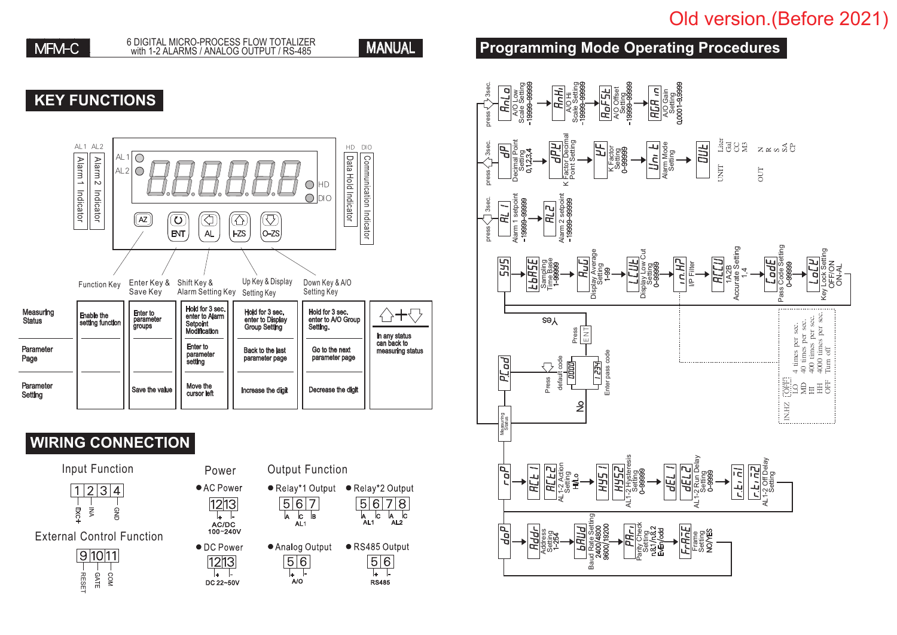Old version.(Before 2021)

**MFM-C** — 6 DIGITAL MICRO-PROCESS FLOW TOTALIZER with 1-2 ALARMS / ANALOG OUTPUT / RS-485 — **MANUAL**

## KEY FUNCTIONS

AL1 Alarm 1 Indicator; AL2 Alarm 2 Indicator; HD Data Hold Indicator; DIO Communication Indicator

Keys: AZ, ENT, AL, I-ZS, O-ZS

| | Function Key | Enter Key & Save Key | Shift Key & Alarm Setting Key | Up Key & Display Setting Key | Down Key & A/O Setting Key | ⇧+⇩ |
|---|---|---|---|---|---|---|
| Measuring Status | Enable the setting function | Enter to parameter groups | Hold for 3 sec. enter to Alarm Setpoint Modification | Hold for 3 sec. enter to Display Group Setting | Hold for 3 sec. enter to A/O Group Setting. | In any status can back to measuring status |
| Parameter Page | | | Enter to parameter setting | Back to the last parameter page | Go to the next parameter page | |
| Parameter Setting | | Save the value | Move the cursor left | Increase the digit | Decrease the digit | |

## WIRING CONNECTION

**Input Function**: 1 EXC+, 2 INA, 3 (blank), 4 GND

**External Control Function**: 9 RESET, 10 GATE, 11 COM

**Power**
- AC Power: 12 +, 13 − — AC/DC 100~240V
- DC Power: 12 +, 13 − — DC 22~50V

**Output Function**
- Relay*1 Output: 5 A, 6 C, 7 B — AL1
- Relay*2 Output: 5 A, 6 C (AL1); 7 A, 8 C (AL2)
- Analog Output: 5 +, 6 − — A/O
- RS485 Output: 5 +, 6 − — RS485

## Programming Mode Operating Procedures

**press ⇩ 3sec.:** AnLo (A/O Low Scale Setting -19999~99999) → AnHi (A/O Hi Scale Setting -19999~99999) → AoFSt (A/O Offset Setting -19999~99999) → AGAin (A/O Gain Setting 0.0001~9.9999)

**press ⇧ 3sec.:** dP (Decimal Point Setting 0,1,2,3,4) → dPY (K Factor Decimal Point Setting) → YF (K Factor Setting 0~99999) → Unit (Alarm Mode Setting) → OUt

- UNIT: Liter, Gal, CC, M3
- OUT: N, R, S, SA, CP

**press ⇦ 3sec.:** AL1 (Alarm 1 setpoint -19999~99999) → AL2 (Alarm 2 setpoint -19999~99999)

**SYS:** tbASE (Sampling Time Base 1-99999) → AvG (Display Average Setting 1-99) → LCUt (Display Low Cut Setting 0-99999) → in.HZ (I/P Filter) → ACCU (Accurate Setting 1A2B 1,4) → CodE (Pass Code Setting 0-99999) → LoCY (Key Lock Setting OFF/ON ON-AL)

IN.HZ:
- OFF
- LO: 4 times per sec.
- MD: 40 times per sec.
- HI: 400 times per sec.
- HH: 4000 times per sec.
- OFF: Turn off

**PCod:** Press ⇩ default code 0000 → Enter pass code 1234 → Press ENT → Yes (to SYS); No (to Measuring Status)

**roP:** ACt1, ACt2 (AL1-2 Action Setting HI/Lo) → HYS1, HYS2 (AL1-2 Hysteresis Setting 0-99999) → dEL1, dEL2 (AL1-2 Run Delay Setting 0-9999) → r.ti1, r.ti2 (AL1-2 Off Delay Setting)

**doP:** Addr (Address Setting 1-254) → bAUd (Baud Rate Setting 2400/4800 9600/19200) → PAri (Parity Check Setting n.8.1/n.8.2 EVEn/odd) → FrASE (Frame Setting NO/YES)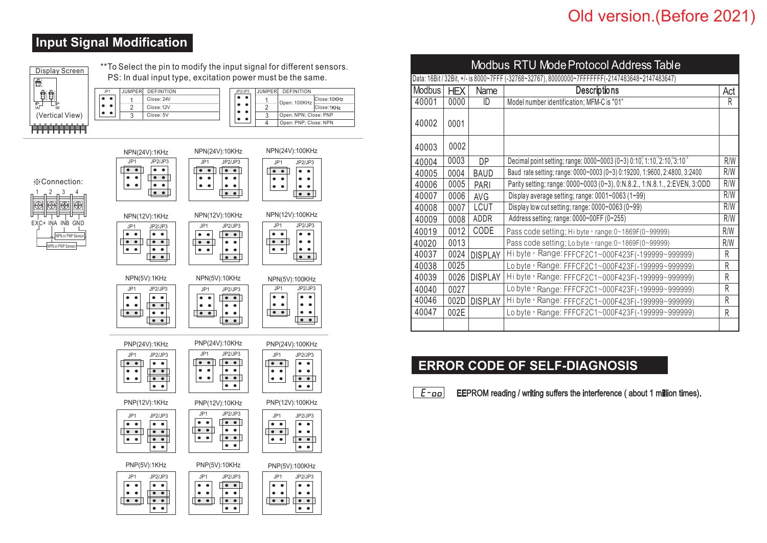Old version.(Before 2021)

## Input Signal Modification

Display Screen

(Vertical View)

**To Select the pin to modify the input signal for different sensors.
PS: In dual input type, excitation power must be the same.

| JP1 JUMPER | DEFINITION |
|---|---|
| 1 | Close: 24V |
| 2 | Close: 12V |
| 3 | Close: 5V |

| JP2/JP3 JUMPER | DEFINITION | |
|---|---|---|
| 1 | Open: 100KHz | Close: 10KHz |
| 2 | | Close: 1KHz |
| 3 | Open: NPN; Close: PNP | |
| 4 | Open: PNP; Close: NPN | |

※Connection:

1 2 3 4

EXC+ INA INB GND

NPN or PNP Sensor

NPN or PNP Sensor

NPN(24V):1KHz
NPN(24V):10KHz
NPN(24V):100KHz
NPN(12V):1KHz
NPN(12V):10KHz
NPN(12V):100KHz
NPN(5V):1KHz
NPN(5V):10KHz
NPN(5V):100KHz
PNP(24V):1KHz
PNP(24V):10KHz
PNP(24V):100KHz
PNP(12V):1KHz
PNP(12V):10KHz
PNP(12V):100KHz
PNP(5V):1KHz
PNP(5V):10KHz
PNP(5V):100KHz

(JP1 / JP2/JP3)

## Modbus RTU Mode Protocol Address Table

Data: 16Bit / 32Bit, +/- is 8000~7FFF (-32768~32767), 80000000~7FFFFFFF(-2147483648~2147483647)

| Modbus | HEX | Name | Descriptions | Act |
|---|---|---|---|---|
| 40001 | 0000 | ID | Model number identification; MFM-C is "01" | R |
| 40002 | 0001 | | | |
| 40003 | 0002 | | | |
| 40004 | 0003 | DP | Decimal point setting; range: 0000~0003 (0~3) 0:10⁰, 1:10¹, 2:10², 3:10³ | R/W |
| 40005 | 0004 | BAUD | Baud rate setting; range: 0000~0003 (0~3) 0:19200, 1:9600, 2:4800, 3:2400 | R/W |
| 40006 | 0005 | PARI | Parity setting; range: 0000~0003 (0~3), 0:N.8.2., 1:N.8.1., 2:EVEN, 3:ODD | R/W |
| 40007 | 0006 | AVG | Display average setting; range: 0001~0063 (1~99) | R/W |
| 40008 | 0007 | LCUT | Display low cut setting; range: 0000~0063 (0~99) | R/W |
| 40009 | 0008 | ADDR | Address setting; range: 0000~00FF (0~255) | R/W |
| 40019 | 0012 | CODE | Pass code setting; Hi byte，range:0~1869F(0~99999) | R/W |
| 40020 | 0013 | | Pass code setting; Lo byte，range:0~1869F(0~99999) | R/W |
| 40037 | 0024 | DISPLAY | Hi byte，Range: FFFCF2C1~000F423F(-199999~999999) | R |
| 40038 | 0025 | | Lo byte，Range: FFFCF2C1~000F423F(-199999~999999) | R |
| 40039 | 0026 | DISPLAY | Hi byte，Range: FFFCF2C1~000F423F(-199999~999999) | R |
| 40040 | 0027 | | Lo byte，Range: FFFCF2C1~000F423F(-199999~999999) | R |
| 40046 | 002D | DISPLAY | Hi byte，Range: FFFCF2C1~000F423F(-199999~999999) | R |
| 40047 | 002E | | Lo byte，Range: FFFCF2C1~000F423F(-199999~999999) | R |

## ERROR CODE OF SELF-DIAGNOSIS

E-oo EEPROM reading / writing suffers the interference ( about 1 million times).